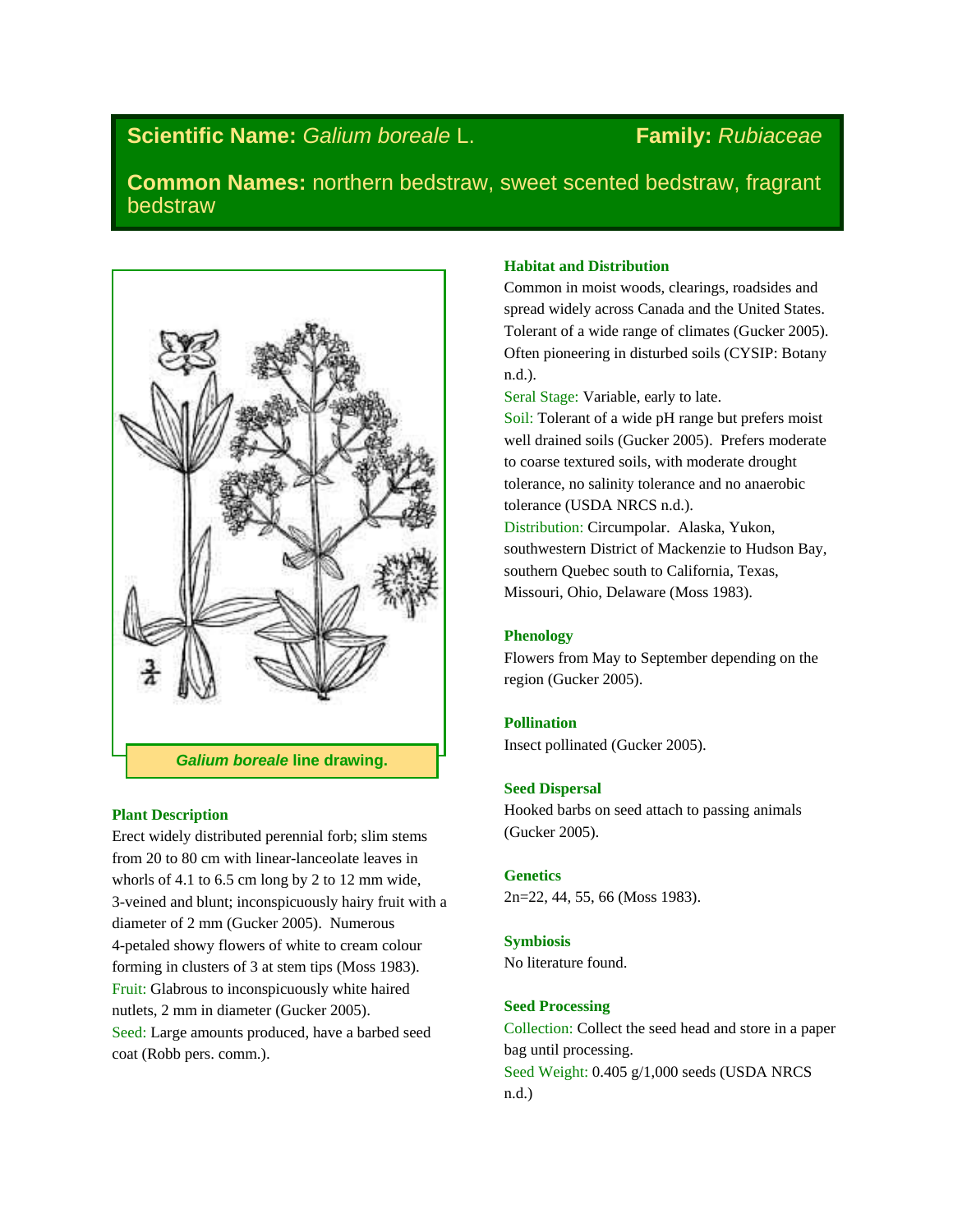## **Scientific Name:** *Galium boreale* L. **Family:** *Rubiaceae*

## **Common Names:** northern bedstraw, sweet scented bedstraw, fragrant bedstraw

***Galium boreale*** **line drawing.**

### Plant Description

Erect widely distributed perennial forb; slim stems from 20 to 80 cm with linear-lanceolate leaves in whorls of 4.1 to 6.5 cm long by 2 to 12 mm wide, 3-veined and blunt; inconspicuously hairy fruit with a diameter of 2 mm (Gucker 2005). Numerous 4-petaled showy flowers of white to cream colour forming in clusters of 3 at stem tips (Moss 1983).

Fruit: Glabrous to inconspicuously white haired nutlets, 2 mm in diameter (Gucker 2005).

Seed: Large amounts produced, have a barbed seed coat (Robb pers. comm.).

### Habitat and Distribution

Common in moist woods, clearings, roadsides and spread widely across Canada and the United States. Tolerant of a wide range of climates (Gucker 2005). Often pioneering in disturbed soils (CYSIP: Botany n.d.).

Seral Stage: Variable, early to late.

Soil: Tolerant of a wide pH range but prefers moist well drained soils (Gucker 2005). Prefers moderate to coarse textured soils, with moderate drought tolerance, no salinity tolerance and no anaerobic tolerance (USDA NRCS n.d.).

Distribution: Circumpolar. Alaska, Yukon, southwestern District of Mackenzie to Hudson Bay, southern Quebec south to California, Texas, Missouri, Ohio, Delaware (Moss 1983).

### Phenology

Flowers from May to September depending on the region (Gucker 2005).

### Pollination

Insect pollinated (Gucker 2005).

### Seed Dispersal

Hooked barbs on seed attach to passing animals (Gucker 2005).

### Genetics

2n=22, 44, 55, 66 (Moss 1983).

### Symbiosis

No literature found.

### Seed Processing

Collection: Collect the seed head and store in a paper bag until processing.

Seed Weight: 0.405 g/1,000 seeds (USDA NRCS n.d.)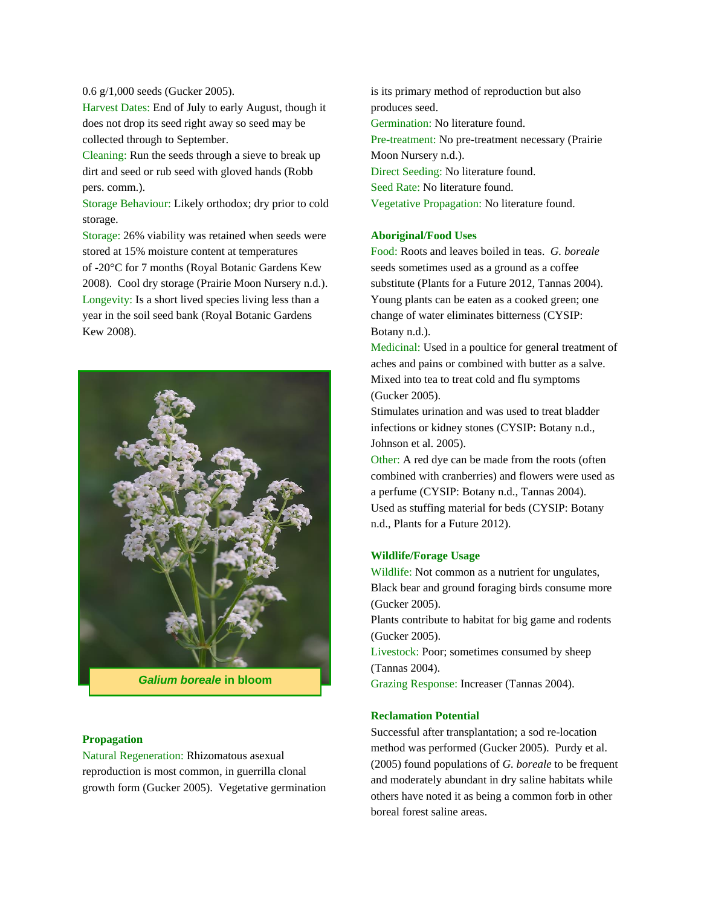0.6 g/1,000 seeds (Gucker 2005).

Harvest Dates: End of July to early August, though it does not drop its seed right away so seed may be collected through to September.

Cleaning: Run the seeds through a sieve to break up dirt and seed or rub seed with gloved hands (Robb pers. comm.).

Storage Behaviour: Likely orthodox; dry prior to cold storage.

Storage: 26% viability was retained when seeds were stored at 15% moisture content at temperatures of -20°C for 7 months (Royal Botanic Gardens Kew 2008). Cool dry storage (Prairie Moon Nursery n.d.).

Longevity: Is a short lived species living less than a year in the soil seed bank (Royal Botanic Gardens Kew 2008).

***Galium boreale* in bloom**

### Propagation

Natural Regeneration: Rhizomatous asexual reproduction is most common, in guerrilla clonal growth form (Gucker 2005). Vegetative germination is its primary method of reproduction but also produces seed.

Germination: No literature found.

Pre-treatment: No pre-treatment necessary (Prairie Moon Nursery n.d.).

Direct Seeding: No literature found.

Seed Rate: No literature found.

Vegetative Propagation: No literature found.

### Aboriginal/Food Uses

Food: Roots and leaves boiled in teas. *G. boreale* seeds sometimes used as a ground as a coffee substitute (Plants for a Future 2012, Tannas 2004). Young plants can be eaten as a cooked green; one change of water eliminates bitterness (CYSIP: Botany n.d.).

Medicinal: Used in a poultice for general treatment of aches and pains or combined with butter as a salve. Mixed into tea to treat cold and flu symptoms (Gucker 2005).

Stimulates urination and was used to treat bladder infections or kidney stones (CYSIP: Botany n.d., Johnson et al. 2005).

Other: A red dye can be made from the roots (often combined with cranberries) and flowers were used as a perfume (CYSIP: Botany n.d., Tannas 2004). Used as stuffing material for beds (CYSIP: Botany n.d., Plants for a Future 2012).

### Wildlife/Forage Usage

Wildlife: Not common as a nutrient for ungulates, Black bear and ground foraging birds consume more (Gucker 2005).

Plants contribute to habitat for big game and rodents (Gucker 2005).

Livestock: Poor; sometimes consumed by sheep (Tannas 2004).

Grazing Response: Increaser (Tannas 2004).

### Reclamation Potential

Successful after transplantation; a sod re-location method was performed (Gucker 2005). Purdy et al. (2005) found populations of *G. boreale* to be frequent and moderately abundant in dry saline habitats while others have noted it as being a common forb in other boreal forest saline areas.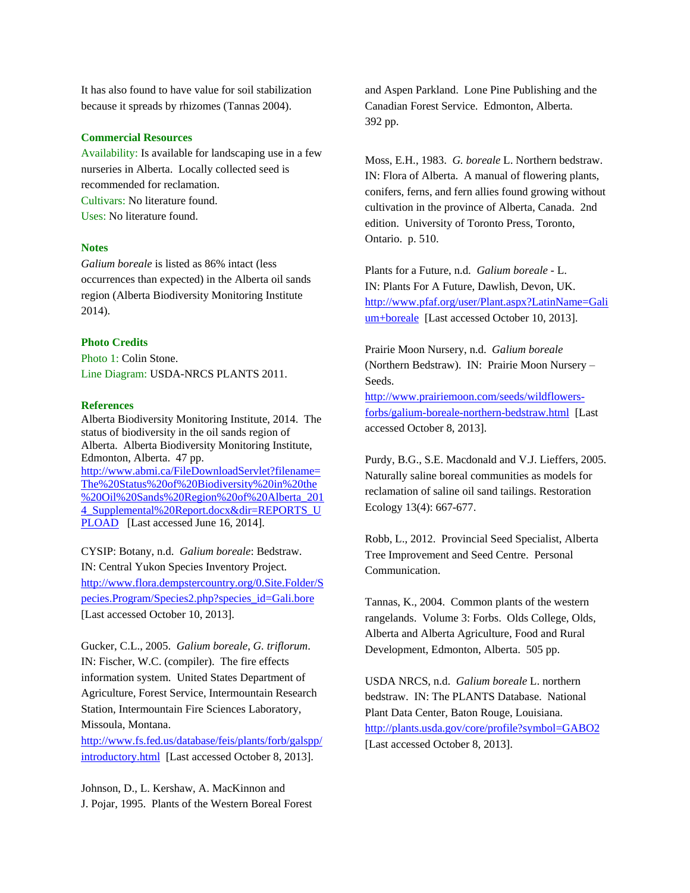It has also found to have value for soil stabilization because it spreads by rhizomes (Tannas 2004).

## Commercial Resources

Availability: Is available for landscaping use in a few nurseries in Alberta. Locally collected seed is recommended for reclamation.

Cultivars: No literature found.

Uses: No literature found.

## Notes

*Galium boreale* is listed as 86% intact (less occurrences than expected) in the Alberta oil sands region (Alberta Biodiversity Monitoring Institute 2014).

## Photo Credits

Photo 1: Colin Stone.

Line Diagram: USDA-NRCS PLANTS 2011.

## References

Alberta Biodiversity Monitoring Institute, 2014. The status of biodiversity in the oil sands region of Alberta. Alberta Biodiversity Monitoring Institute, Edmonton, Alberta. 47 pp. http://www.abmi.ca/FileDownloadServlet?filename=The%20Status%20of%20Biodiversity%20in%20the%20Oil%20Sands%20Region%20of%20Alberta_2014_Supplemental%20Report.docx&dir=REPORTS_UPLOAD [Last accessed June 16, 2014].

CYSIP: Botany, n.d. *Galium boreale*: Bedstraw. IN: Central Yukon Species Inventory Project. http://www.flora.dempstercountry.org/0.Site.Folder/Species.Program/Species2.php?species_id=Gali.bore [Last accessed October 10, 2013].

Gucker, C.L., 2005. *Galium boreale, G. triflorum*. IN: Fischer, W.C. (compiler). The fire effects information system. United States Department of Agriculture, Forest Service, Intermountain Research Station, Intermountain Fire Sciences Laboratory, Missoula, Montana. http://www.fs.fed.us/database/feis/plants/forb/galspp/introductory.html [Last accessed October 8, 2013].

Johnson, D., L. Kershaw, A. MacKinnon and J. Pojar, 1995. Plants of the Western Boreal Forest and Aspen Parkland. Lone Pine Publishing and the Canadian Forest Service. Edmonton, Alberta. 392 pp.

Moss, E.H., 1983. *G. boreale* L. Northern bedstraw. IN: Flora of Alberta. A manual of flowering plants, conifers, ferns, and fern allies found growing without cultivation in the province of Alberta, Canada. 2nd edition. University of Toronto Press, Toronto, Ontario. p. 510.

Plants for a Future, n.d. *Galium boreale* - L. IN: Plants For A Future, Dawlish, Devon, UK. http://www.pfaf.org/user/Plant.aspx?LatinName=Galium+boreale [Last accessed October 10, 2013].

Prairie Moon Nursery, n.d. *Galium boreale* (Northern Bedstraw). IN: Prairie Moon Nursery – Seeds. http://www.prairiemoon.com/seeds/wildflowers-forbs/galium-boreale-northern-bedstraw.html [Last accessed October 8, 2013].

Purdy, B.G., S.E. Macdonald and V.J. Lieffers, 2005. Naturally saline boreal communities as models for reclamation of saline oil sand tailings. Restoration Ecology 13(4): 667-677.

Robb, L., 2012. Provincial Seed Specialist, Alberta Tree Improvement and Seed Centre. Personal Communication.

Tannas, K., 2004. Common plants of the western rangelands. Volume 3: Forbs. Olds College, Olds, Alberta and Alberta Agriculture, Food and Rural Development, Edmonton, Alberta. 505 pp.

USDA NRCS, n.d. *Galium boreale* L. northern bedstraw. IN: The PLANTS Database. National Plant Data Center, Baton Rouge, Louisiana. http://plants.usda.gov/core/profile?symbol=GABO2 [Last accessed October 8, 2013].